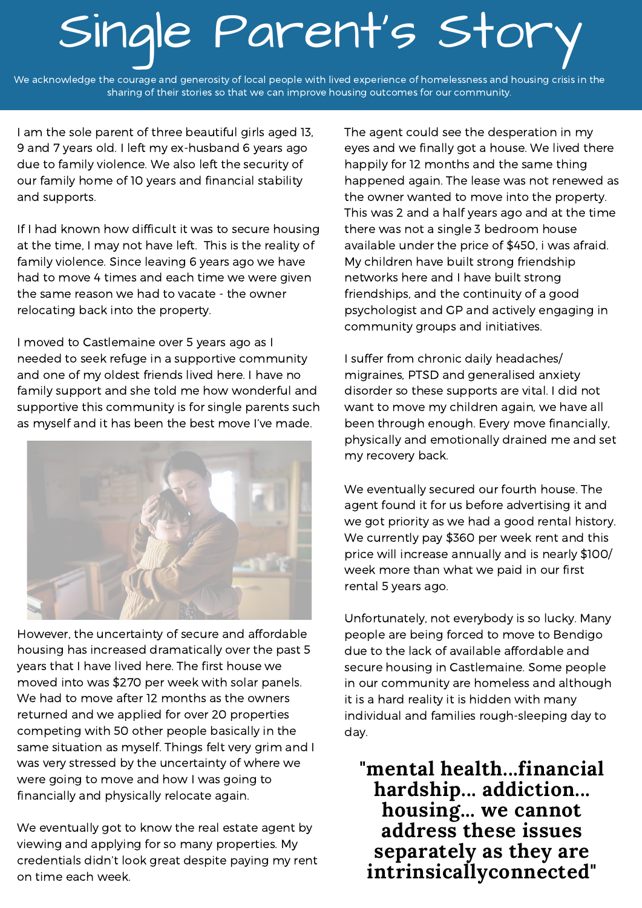# Single Parent's Story

We acknowledge the courage and generosity of local people with lived experience of homelessness and housing crisis in the sharing of their stories so that we can improve housing outcomes for our community.

I am the sole parent of three beautiful girls aged 13, 9 and 7 years old. I left my ex-husband 6 years ago due to family violence. We also left the security of our family home of 10 years and financial stability and supports.

If I had known how difficult it was to secure housing at the time, I may not have left. This is the reality of family violence. Since leaving 6 years ago we have had to move 4 times and each time we were given the same reason we had to vacate - the owner relocating back into the property.

I moved to Castlemaine over 5 years ago as I needed to seek refuge in a supportive community and one of my oldest friends lived here. I have no family support and she told me how wonderful and supportive this community is for single parents such as myself and it has been the best move I've made.

However, the uncertainty of secure and affordable housing has increased dramatically over the past 5 years that I have lived here. The first house we moved into was $270 per week with solar panels. We had to move after 12 months as the owners returned and we applied for over 20 properties competing with 50 other people basically in the same situation as myself. Things felt very grim and I was very stressed by the uncertainty of where we were going to move and how I was going to financially and physically relocate again.

We eventually got to know the real estate agent by viewing and applying for so many properties. My credentials didn't look great despite paying my rent on time each week.

The agent could see the desperation in my eyes and we finally got a house. We lived there happily for 12 months and the same thing happened again. The lease was not renewed as the owner wanted to move into the property. This was 2 and a half years ago and at the time there was not a single 3 bedroom house available under the price of $450, i was afraid. My children have built strong friendship networks here and I have built strong friendships, and the continuity of a good psychologist and GP and actively engaging in community groups and initiatives.

I suffer from chronic daily headaches/ migraines, PTSD and generalised anxiety disorder so these supports are vital. I did not want to move my children again, we have all been through enough. Every move financially, physically and emotionally drained me and set my recovery back.

We eventually secured our fourth house. The agent found it for us before advertising it and we got priority as we had a good rental history. We currently pay $360 per week rent and this price will increase annually and is nearly $100/ week more than what we paid in our first rental 5 years ago.

Unfortunately, not everybody is so lucky. Many people are being forced to move to Bendigo due to the lack of available affordable and secure housing in Castlemaine. Some people in our community are homeless and although it is a hard reality it is hidden with many individual and families rough-sleeping day to day.

**"mental health...financial hardship... addiction... housing... we cannot address these issues separately as they are intrinsicallyconnected"**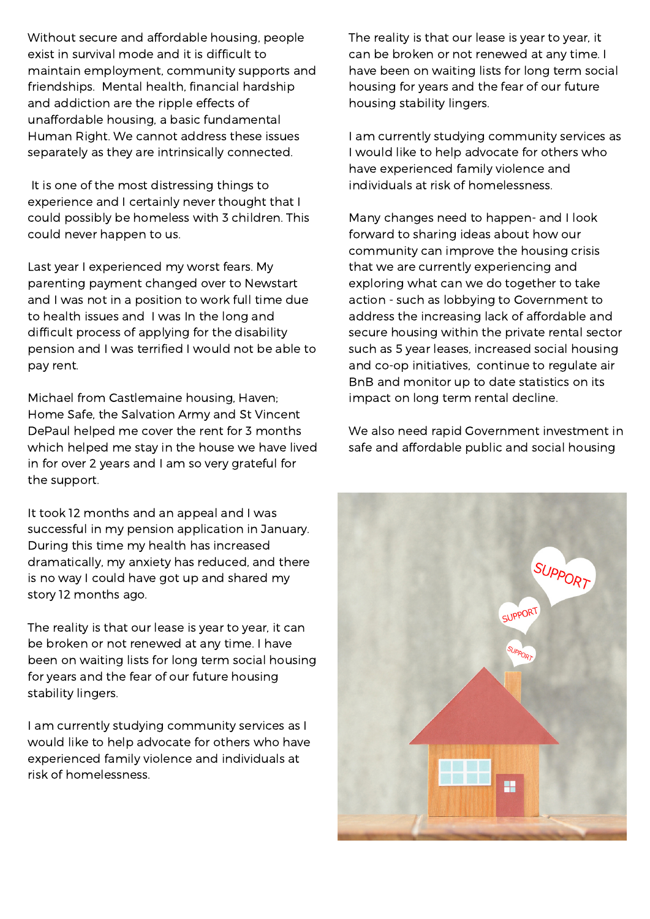Without secure and affordable housing, people exist in survival mode and it is difficult to maintain employment, community supports and friendships. Mental health, financial hardship and addiction are the ripple effects of unaffordable housing, a basic fundamental Human Right. We cannot address these issues separately as they are intrinsically connected.

It is one of the most distressing things to experience and I certainly never thought that I could possibly be homeless with 3 children. This could never happen to us.

Last year I experienced my worst fears. My parenting payment changed over to Newstart and I was not in a position to work full time due to health issues and I was In the long and difficult process of applying for the disability pension and I was terrified I would not be able to pay rent.

Michael from Castlemaine housing, Haven; Home Safe, the Salvation Army and St Vincent DePaul helped me cover the rent for 3 months which helped me stay in the house we have lived in for over 2 years and I am so very grateful for the support.

It took 12 months and an appeal and I was successful in my pension application in January. During this time my health has increased dramatically, my anxiety has reduced, and there is no way I could have got up and shared my story 12 months ago.

The reality is that our lease is year to year, it can be broken or not renewed at any time. I have been on waiting lists for long term social housing for years and the fear of our future housing stability lingers.

I am currently studying community services as I would like to help advocate for others who have experienced family violence and individuals at risk of homelessness.

The reality is that our lease is year to year, it can be broken or not renewed at any time. I have been on waiting lists for long term social housing for years and the fear of our future housing stability lingers.

I am currently studying community services as I would like to help advocate for others who have experienced family violence and individuals at risk of homelessness.

Many changes need to happen- and I look forward to sharing ideas about how our community can improve the housing crisis that we are currently experiencing and exploring what can we do together to take action - such as lobbying to Government to address the increasing lack of affordable and secure housing within the private rental sector such as 5 year leases, increased social housing and co-op initiatives, continue to regulate air BnB and monitor up to date statistics on its impact on long term rental decline.

We also need rapid Government investment in safe and affordable public and social housing